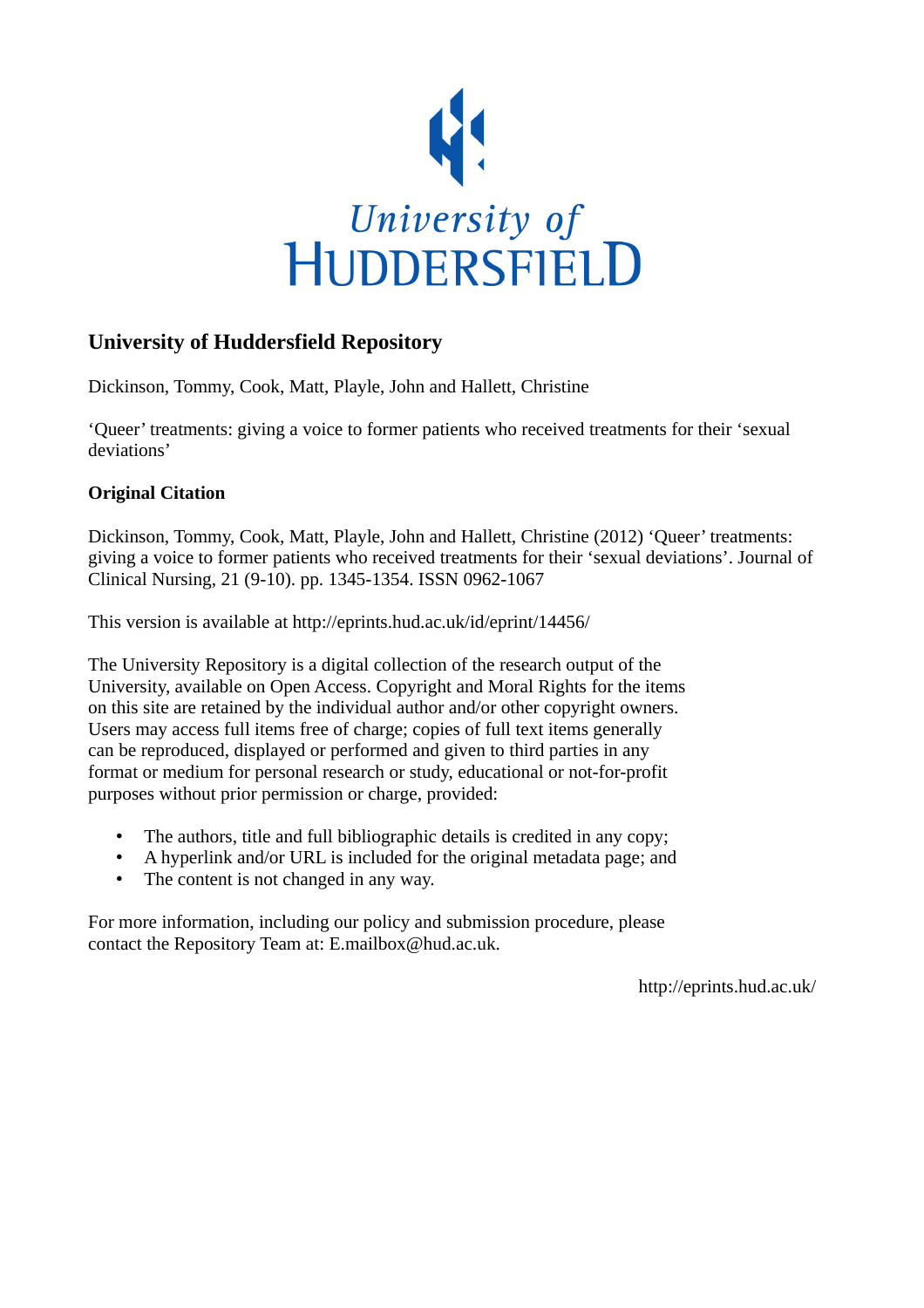University of HUDDERSFIELD

## University of Huddersfield Repository

Dickinson, Tommy, Cook, Matt, Playle, John and Hallett, Christine

'Queer' treatments: giving a voice to former patients who received treatments for their 'sexual deviations'

### Original Citation

Dickinson, Tommy, Cook, Matt, Playle, John and Hallett, Christine (2012) 'Queer' treatments: giving a voice to former patients who received treatments for their 'sexual deviations'. Journal of Clinical Nursing, 21 (9-10). pp. 1345-1354. ISSN 0962-1067

This version is available at http://eprints.hud.ac.uk/id/eprint/14456/

The University Repository is a digital collection of the research output of the University, available on Open Access. Copyright and Moral Rights for the items on this site are retained by the individual author and/or other copyright owners. Users may access full items free of charge; copies of full text items generally can be reproduced, displayed or performed and given to third parties in any format or medium for personal research or study, educational or not-for-profit purposes without prior permission or charge, provided:

- The authors, title and full bibliographic details is credited in any copy;
- A hyperlink and/or URL is included for the original metadata page; and
- The content is not changed in any way.

For more information, including our policy and submission procedure, please contact the Repository Team at: E.mailbox@hud.ac.uk.

http://eprints.hud.ac.uk/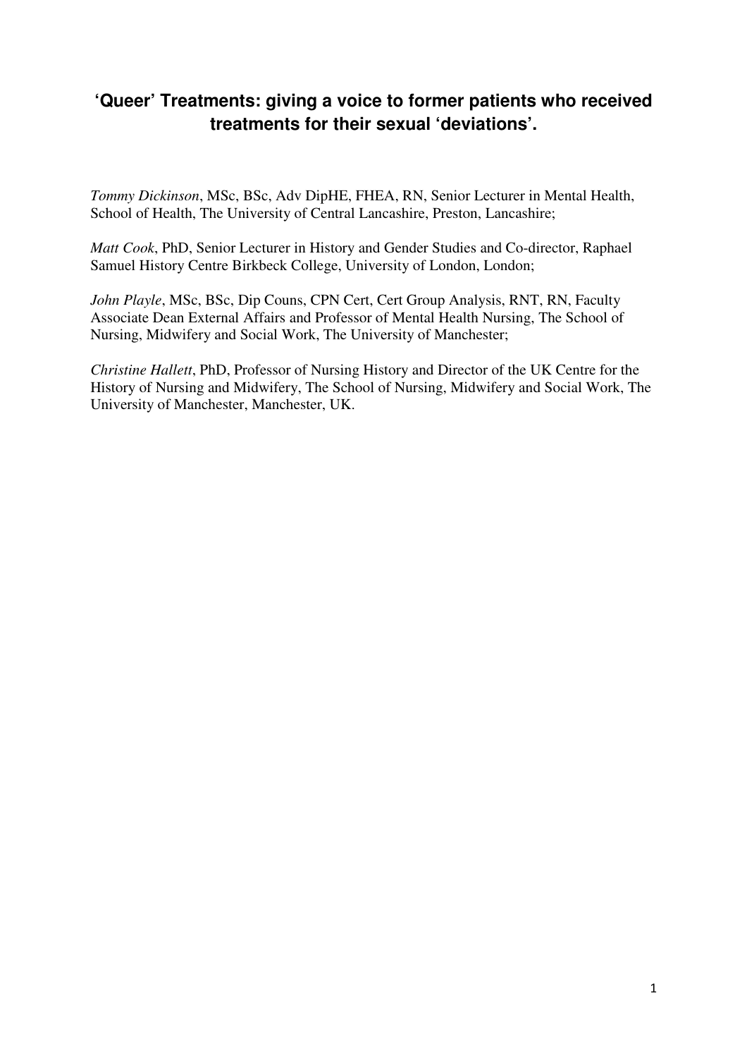# 'Queer' Treatments: giving a voice to former patients who received treatments for their sexual 'deviations'.

*Tommy Dickinson*, MSc, BSc, Adv DipHE, FHEA, RN, Senior Lecturer in Mental Health, School of Health, The University of Central Lancashire, Preston, Lancashire;

*Matt Cook*, PhD, Senior Lecturer in History and Gender Studies and Co-director, Raphael Samuel History Centre Birkbeck College, University of London, London;

*John Playle*, MSc, BSc, Dip Couns, CPN Cert, Cert Group Analysis, RNT, RN, Faculty Associate Dean External Affairs and Professor of Mental Health Nursing, The School of Nursing, Midwifery and Social Work, The University of Manchester;

*Christine Hallett*, PhD, Professor of Nursing History and Director of the UK Centre for the History of Nursing and Midwifery, The School of Nursing, Midwifery and Social Work, The University of Manchester, Manchester, UK.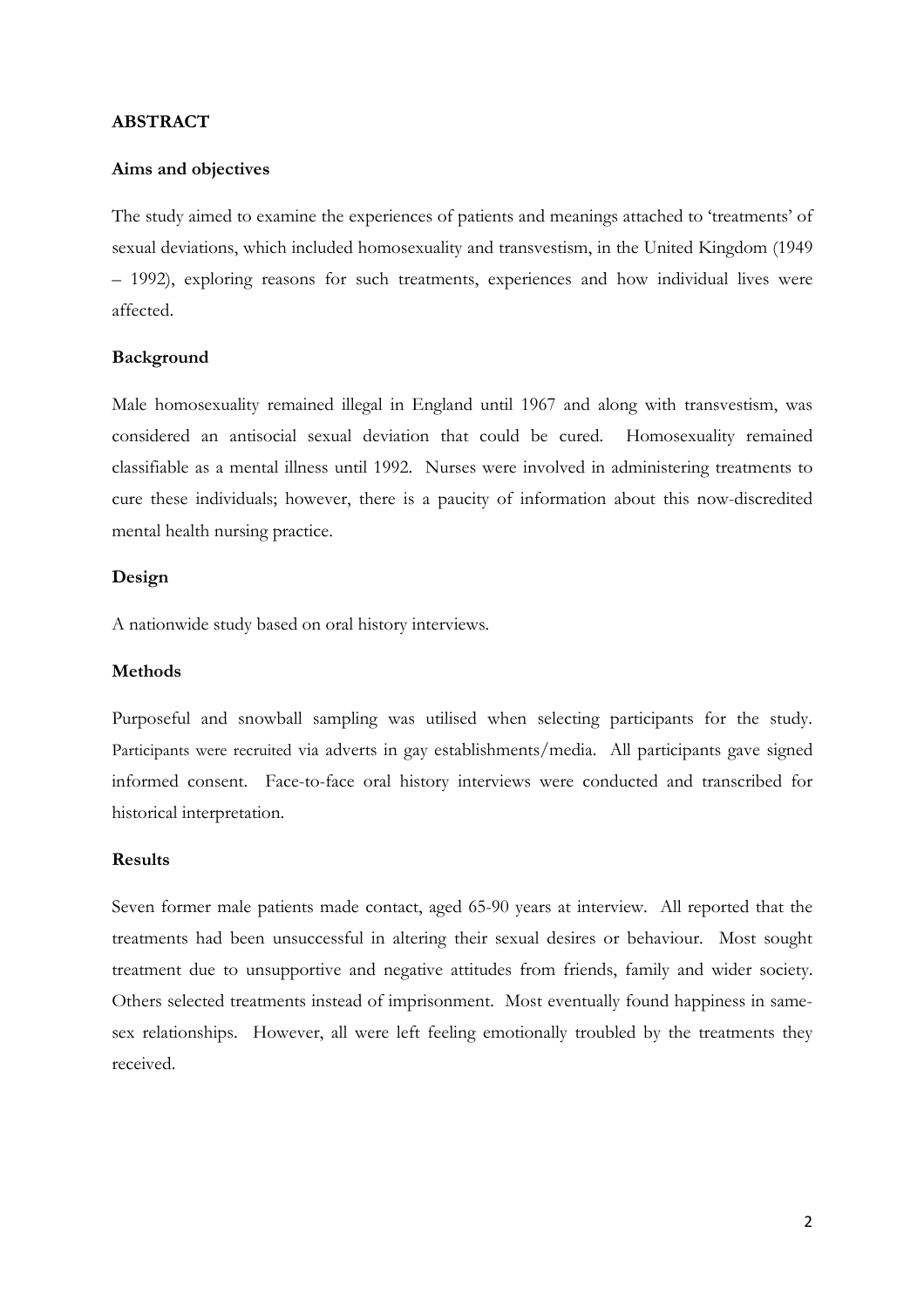## ABSTRACT

### Aims and objectives

The study aimed to examine the experiences of patients and meanings attached to 'treatments' of sexual deviations, which included homosexuality and transvestism, in the United Kingdom (1949 – 1992), exploring reasons for such treatments, experiences and how individual lives were affected.

### Background

Male homosexuality remained illegal in England until 1967 and along with transvestism, was considered an antisocial sexual deviation that could be cured. Homosexuality remained classifiable as a mental illness until 1992. Nurses were involved in administering treatments to cure these individuals; however, there is a paucity of information about this now-discredited mental health nursing practice.

### Design

A nationwide study based on oral history interviews.

### Methods

Purposeful and snowball sampling was utilised when selecting participants for the study. Participants were recruited via adverts in gay establishments/media. All participants gave signed informed consent. Face-to-face oral history interviews were conducted and transcribed for historical interpretation.

### Results

Seven former male patients made contact, aged 65-90 years at interview. All reported that the treatments had been unsuccessful in altering their sexual desires or behaviour. Most sought treatment due to unsupportive and negative attitudes from friends, family and wider society. Others selected treatments instead of imprisonment. Most eventually found happiness in same-sex relationships. However, all were left feeling emotionally troubled by the treatments they received.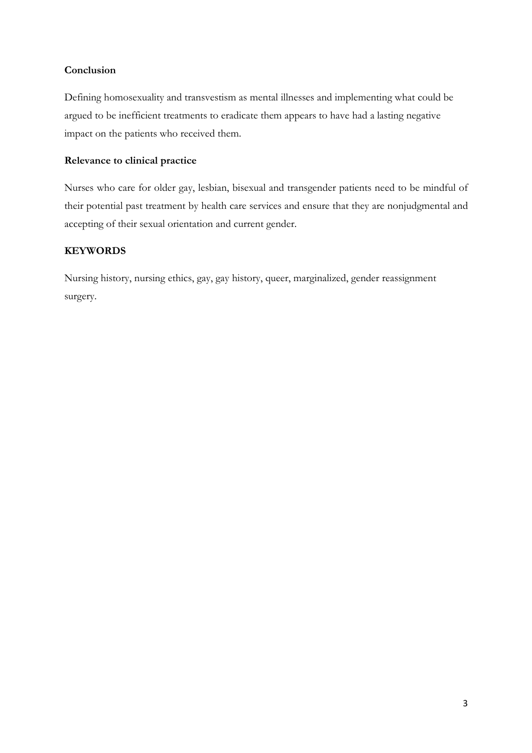**Conclusion**

Defining homosexuality and transvestism as mental illnesses and implementing what could be argued to be inefficient treatments to eradicate them appears to have had a lasting negative impact on the patients who received them.

**Relevance to clinical practice**

Nurses who care for older gay, lesbian, bisexual and transgender patients need to be mindful of their potential past treatment by health care services and ensure that they are nonjudgmental and accepting of their sexual orientation and current gender.

**KEYWORDS**

Nursing history, nursing ethics, gay, gay history, queer, marginalized, gender reassignment surgery.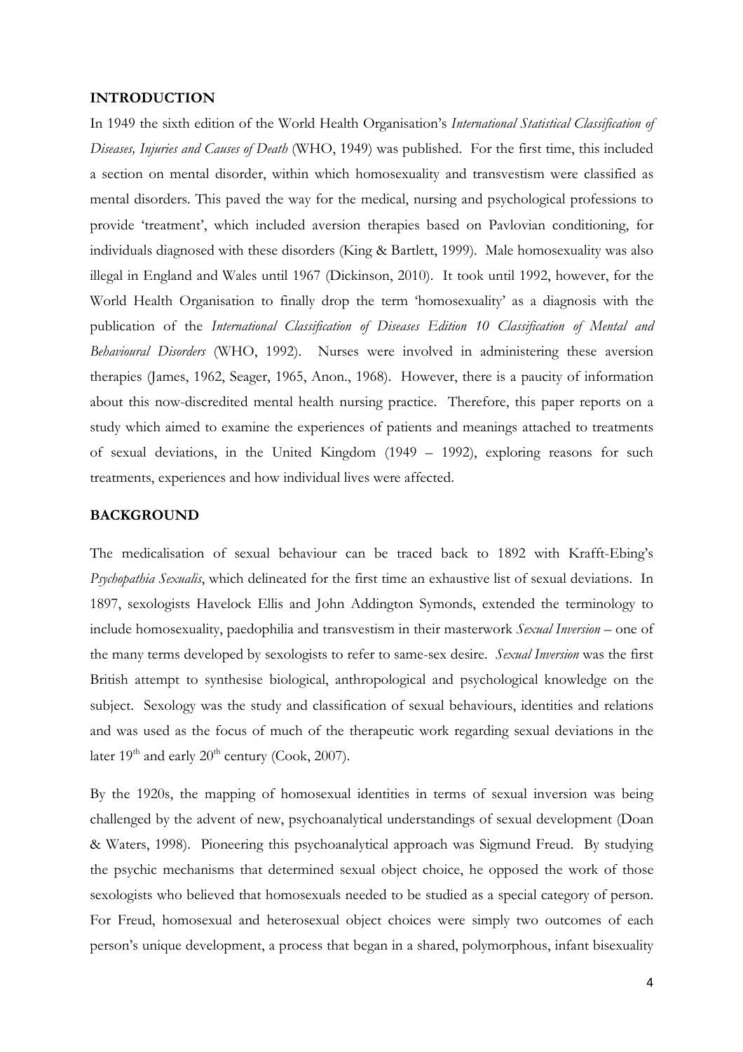## INTRODUCTION

In 1949 the sixth edition of the World Health Organisation's *International Statistical Classification of Diseases, Injuries and Causes of Death* (WHO, 1949) was published. For the first time, this included a section on mental disorder, within which homosexuality and transvestism were classified as mental disorders. This paved the way for the medical, nursing and psychological professions to provide 'treatment', which included aversion therapies based on Pavlovian conditioning, for individuals diagnosed with these disorders (King & Bartlett, 1999). Male homosexuality was also illegal in England and Wales until 1967 (Dickinson, 2010). It took until 1992, however, for the World Health Organisation to finally drop the term 'homosexuality' as a diagnosis with the publication of the *International Classification of Diseases Edition 10 Classification of Mental and Behavioural Disorders* (WHO, 1992). Nurses were involved in administering these aversion therapies (James, 1962, Seager, 1965, Anon., 1968). However, there is a paucity of information about this now-discredited mental health nursing practice. Therefore, this paper reports on a study which aimed to examine the experiences of patients and meanings attached to treatments of sexual deviations, in the United Kingdom (1949 – 1992), exploring reasons for such treatments, experiences and how individual lives were affected.

## BACKGROUND

The medicalisation of sexual behaviour can be traced back to 1892 with Krafft-Ebing's *Psychopathia Sexualis*, which delineated for the first time an exhaustive list of sexual deviations. In 1897, sexologists Havelock Ellis and John Addington Symonds, extended the terminology to include homosexuality, paedophilia and transvestism in their masterwork *Sexual Inversion* – one of the many terms developed by sexologists to refer to same-sex desire. *Sexual Inversion* was the first British attempt to synthesise biological, anthropological and psychological knowledge on the subject. Sexology was the study and classification of sexual behaviours, identities and relations and was used as the focus of much of the therapeutic work regarding sexual deviations in the later 19th and early 20th century (Cook, 2007).

By the 1920s, the mapping of homosexual identities in terms of sexual inversion was being challenged by the advent of new, psychoanalytical understandings of sexual development (Doan & Waters, 1998). Pioneering this psychoanalytical approach was Sigmund Freud. By studying the psychic mechanisms that determined sexual object choice, he opposed the work of those sexologists who believed that homosexuals needed to be studied as a special category of person. For Freud, homosexual and heterosexual object choices were simply two outcomes of each person's unique development, a process that began in a shared, polymorphous, infant bisexuality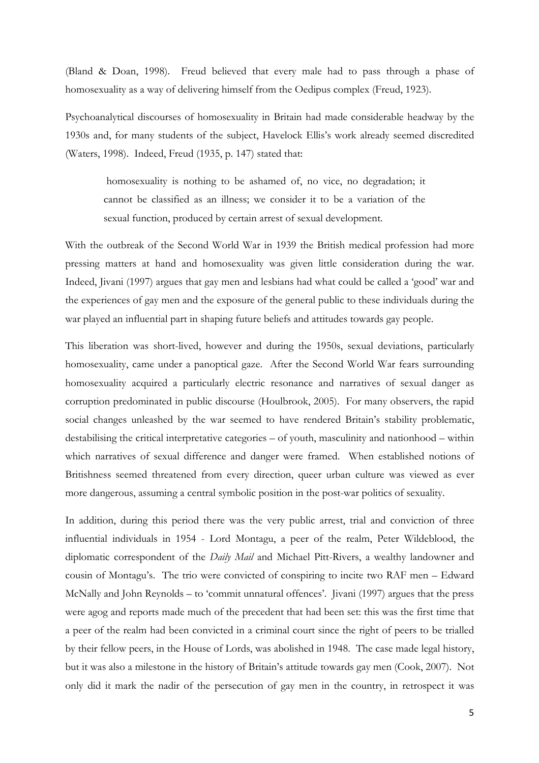(Bland & Doan, 1998). Freud believed that every male had to pass through a phase of homosexuality as a way of delivering himself from the Oedipus complex (Freud, 1923).

Psychoanalytical discourses of homosexuality in Britain had made considerable headway by the 1930s and, for many students of the subject, Havelock Ellis's work already seemed discredited (Waters, 1998). Indeed, Freud (1935, p. 147) stated that:

> homosexuality is nothing to be ashamed of, no vice, no degradation; it cannot be classified as an illness; we consider it to be a variation of the sexual function, produced by certain arrest of sexual development.

With the outbreak of the Second World War in 1939 the British medical profession had more pressing matters at hand and homosexuality was given little consideration during the war. Indeed, Jivani (1997) argues that gay men and lesbians had what could be called a 'good' war and the experiences of gay men and the exposure of the general public to these individuals during the war played an influential part in shaping future beliefs and attitudes towards gay people.

This liberation was short-lived, however and during the 1950s, sexual deviations, particularly homosexuality, came under a panoptical gaze. After the Second World War fears surrounding homosexuality acquired a particularly electric resonance and narratives of sexual danger as corruption predominated in public discourse (Houlbrook, 2005). For many observers, the rapid social changes unleashed by the war seemed to have rendered Britain's stability problematic, destabilising the critical interpretative categories – of youth, masculinity and nationhood – within which narratives of sexual difference and danger were framed. When established notions of Britishness seemed threatened from every direction, queer urban culture was viewed as ever more dangerous, assuming a central symbolic position in the post-war politics of sexuality.

In addition, during this period there was the very public arrest, trial and conviction of three influential individuals in 1954 - Lord Montagu, a peer of the realm, Peter Wildeblood, the diplomatic correspondent of the *Daily Mail* and Michael Pitt-Rivers, a wealthy landowner and cousin of Montagu's. The trio were convicted of conspiring to incite two RAF men – Edward McNally and John Reynolds – to 'commit unnatural offences'. Jivani (1997) argues that the press were agog and reports made much of the precedent that had been set: this was the first time that a peer of the realm had been convicted in a criminal court since the right of peers to be trialled by their fellow peers, in the House of Lords, was abolished in 1948. The case made legal history, but it was also a milestone in the history of Britain's attitude towards gay men (Cook, 2007). Not only did it mark the nadir of the persecution of gay men in the country, in retrospect it was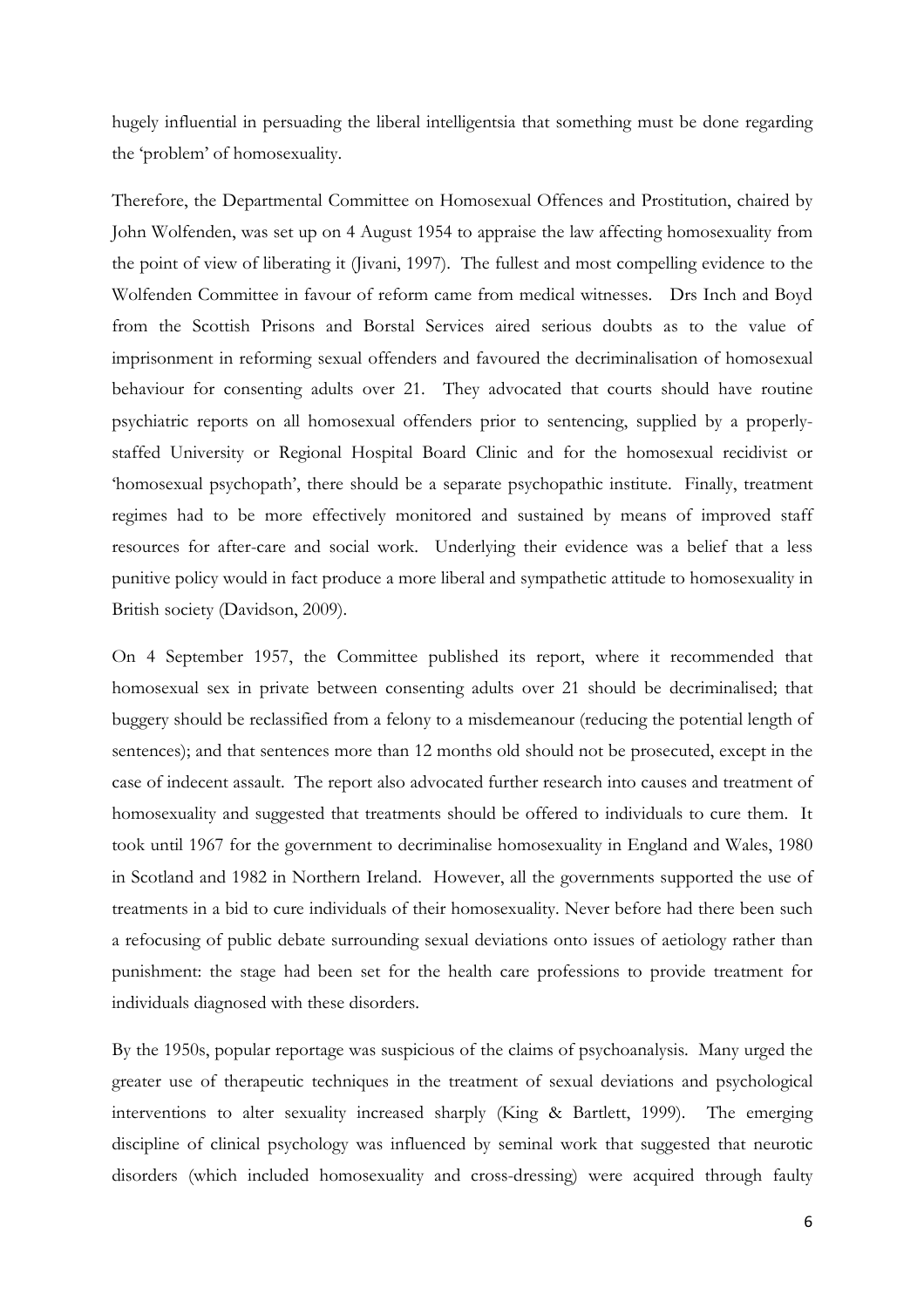hugely influential in persuading the liberal intelligentsia that something must be done regarding the 'problem' of homosexuality.

Therefore, the Departmental Committee on Homosexual Offences and Prostitution, chaired by John Wolfenden, was set up on 4 August 1954 to appraise the law affecting homosexuality from the point of view of liberating it (Jivani, 1997). The fullest and most compelling evidence to the Wolfenden Committee in favour of reform came from medical witnesses. Drs Inch and Boyd from the Scottish Prisons and Borstal Services aired serious doubts as to the value of imprisonment in reforming sexual offenders and favoured the decriminalisation of homosexual behaviour for consenting adults over 21. They advocated that courts should have routine psychiatric reports on all homosexual offenders prior to sentencing, supplied by a properly-staffed University or Regional Hospital Board Clinic and for the homosexual recidivist or 'homosexual psychopath', there should be a separate psychopathic institute. Finally, treatment regimes had to be more effectively monitored and sustained by means of improved staff resources for after-care and social work. Underlying their evidence was a belief that a less punitive policy would in fact produce a more liberal and sympathetic attitude to homosexuality in British society (Davidson, 2009).

On 4 September 1957, the Committee published its report, where it recommended that homosexual sex in private between consenting adults over 21 should be decriminalised; that buggery should be reclassified from a felony to a misdemeanour (reducing the potential length of sentences); and that sentences more than 12 months old should not be prosecuted, except in the case of indecent assault. The report also advocated further research into causes and treatment of homosexuality and suggested that treatments should be offered to individuals to cure them. It took until 1967 for the government to decriminalise homosexuality in England and Wales, 1980 in Scotland and 1982 in Northern Ireland. However, all the governments supported the use of treatments in a bid to cure individuals of their homosexuality. Never before had there been such a refocusing of public debate surrounding sexual deviations onto issues of aetiology rather than punishment: the stage had been set for the health care professions to provide treatment for individuals diagnosed with these disorders.

By the 1950s, popular reportage was suspicious of the claims of psychoanalysis. Many urged the greater use of therapeutic techniques in the treatment of sexual deviations and psychological interventions to alter sexuality increased sharply (King & Bartlett, 1999). The emerging discipline of clinical psychology was influenced by seminal work that suggested that neurotic disorders (which included homosexuality and cross-dressing) were acquired through faulty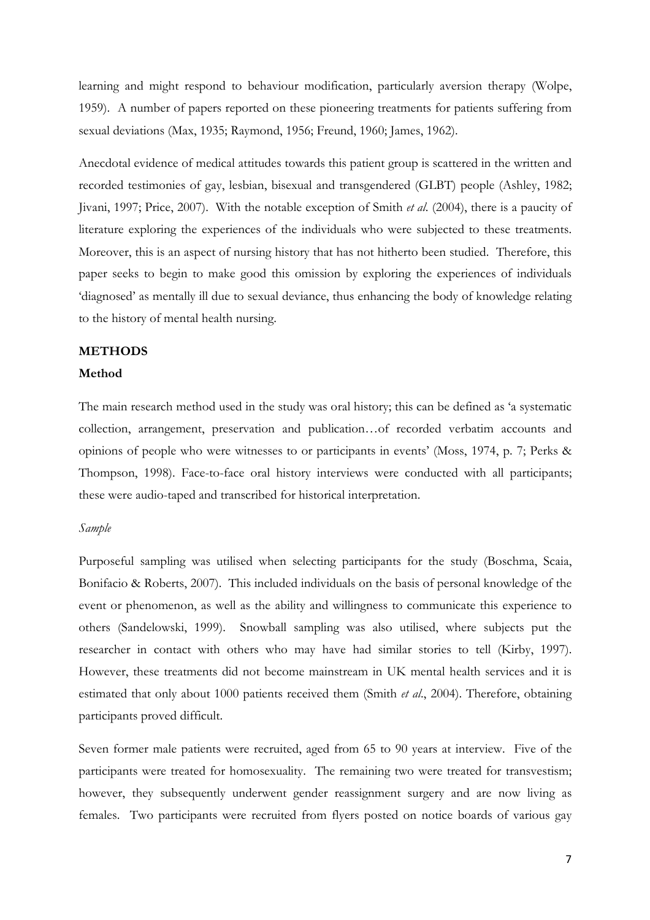learning and might respond to behaviour modification, particularly aversion therapy (Wolpe, 1959). A number of papers reported on these pioneering treatments for patients suffering from sexual deviations (Max, 1935; Raymond, 1956; Freund, 1960; James, 1962).

Anecdotal evidence of medical attitudes towards this patient group is scattered in the written and recorded testimonies of gay, lesbian, bisexual and transgendered (GLBT) people (Ashley, 1982; Jivani, 1997; Price, 2007). With the notable exception of Smith *et al.* (2004), there is a paucity of literature exploring the experiences of the individuals who were subjected to these treatments. Moreover, this is an aspect of nursing history that has not hitherto been studied. Therefore, this paper seeks to begin to make good this omission by exploring the experiences of individuals 'diagnosed' as mentally ill due to sexual deviance, thus enhancing the body of knowledge relating to the history of mental health nursing.

## METHODS

### Method

The main research method used in the study was oral history; this can be defined as 'a systematic collection, arrangement, preservation and publication…of recorded verbatim accounts and opinions of people who were witnesses to or participants in events' (Moss, 1974, p. 7; Perks & Thompson, 1998). Face-to-face oral history interviews were conducted with all participants; these were audio-taped and transcribed for historical interpretation.

#### *Sample*

Purposeful sampling was utilised when selecting participants for the study (Boschma, Scaia, Bonifacio & Roberts, 2007). This included individuals on the basis of personal knowledge of the event or phenomenon, as well as the ability and willingness to communicate this experience to others (Sandelowski, 1999). Snowball sampling was also utilised, where subjects put the researcher in contact with others who may have had similar stories to tell (Kirby, 1997). However, these treatments did not become mainstream in UK mental health services and it is estimated that only about 1000 patients received them (Smith *et al*., 2004). Therefore, obtaining participants proved difficult.

Seven former male patients were recruited, aged from 65 to 90 years at interview. Five of the participants were treated for homosexuality. The remaining two were treated for transvestism; however, they subsequently underwent gender reassignment surgery and are now living as females. Two participants were recruited from flyers posted on notice boards of various gay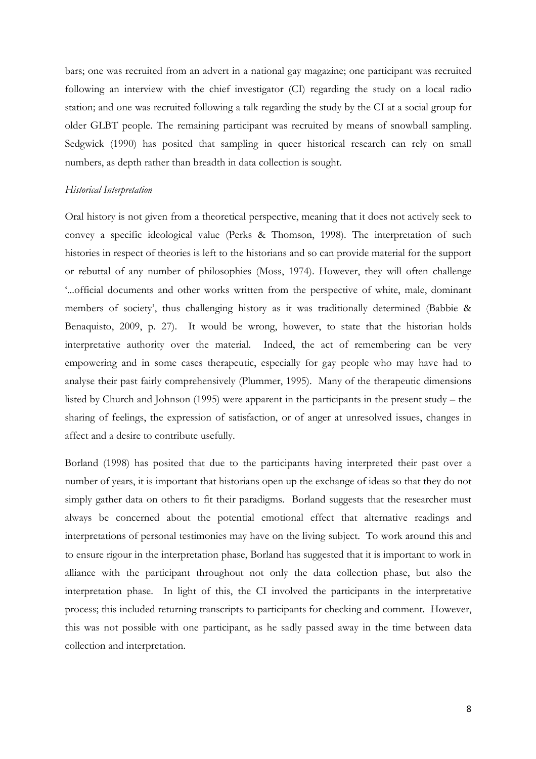bars; one was recruited from an advert in a national gay magazine; one participant was recruited following an interview with the chief investigator (CI) regarding the study on a local radio station; and one was recruited following a talk regarding the study by the CI at a social group for older GLBT people. The remaining participant was recruited by means of snowball sampling. Sedgwick (1990) has posited that sampling in queer historical research can rely on small numbers, as depth rather than breadth in data collection is sought.

*Historical Interpretation*

Oral history is not given from a theoretical perspective, meaning that it does not actively seek to convey a specific ideological value (Perks & Thomson, 1998). The interpretation of such histories in respect of theories is left to the historians and so can provide material for the support or rebuttal of any number of philosophies (Moss, 1974). However, they will often challenge '...official documents and other works written from the perspective of white, male, dominant members of society', thus challenging history as it was traditionally determined (Babbie & Benaquisto, 2009, p. 27). It would be wrong, however, to state that the historian holds interpretative authority over the material. Indeed, the act of remembering can be very empowering and in some cases therapeutic, especially for gay people who may have had to analyse their past fairly comprehensively (Plummer, 1995). Many of the therapeutic dimensions listed by Church and Johnson (1995) were apparent in the participants in the present study – the sharing of feelings, the expression of satisfaction, or of anger at unresolved issues, changes in affect and a desire to contribute usefully.

Borland (1998) has posited that due to the participants having interpreted their past over a number of years, it is important that historians open up the exchange of ideas so that they do not simply gather data on others to fit their paradigms. Borland suggests that the researcher must always be concerned about the potential emotional effect that alternative readings and interpretations of personal testimonies may have on the living subject. To work around this and to ensure rigour in the interpretation phase, Borland has suggested that it is important to work in alliance with the participant throughout not only the data collection phase, but also the interpretation phase. In light of this, the CI involved the participants in the interpretative process; this included returning transcripts to participants for checking and comment. However, this was not possible with one participant, as he sadly passed away in the time between data collection and interpretation.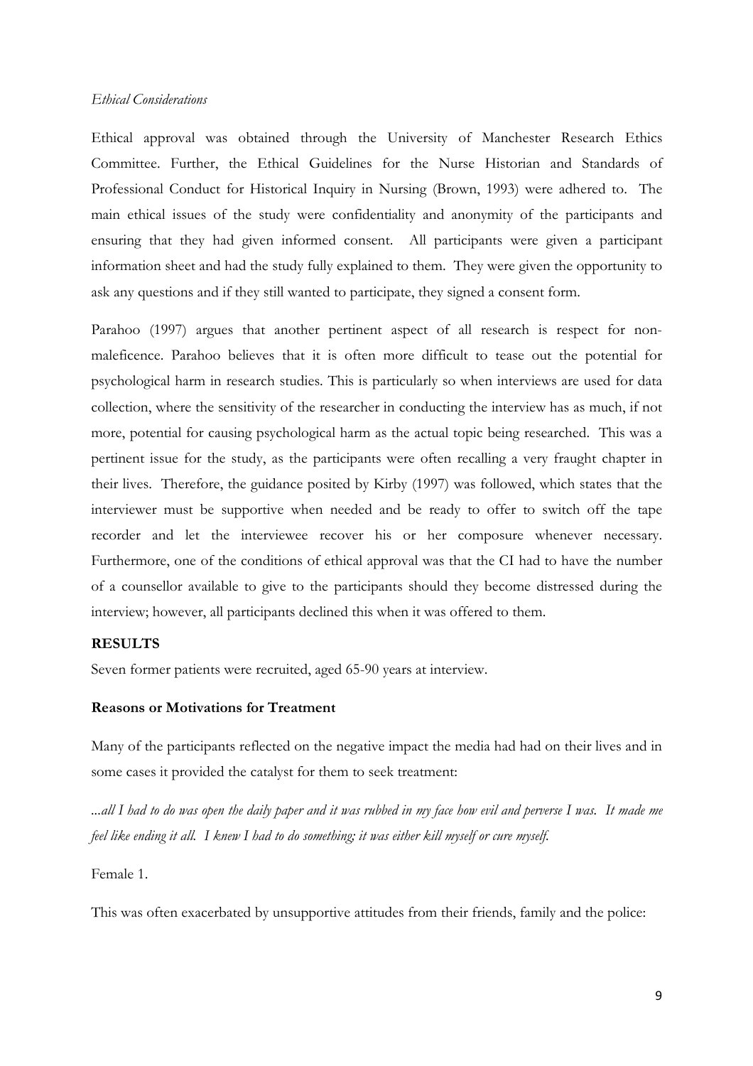*Ethical Considerations*

Ethical approval was obtained through the University of Manchester Research Ethics Committee. Further, the Ethical Guidelines for the Nurse Historian and Standards of Professional Conduct for Historical Inquiry in Nursing (Brown, 1993) were adhered to. The main ethical issues of the study were confidentiality and anonymity of the participants and ensuring that they had given informed consent. All participants were given a participant information sheet and had the study fully explained to them. They were given the opportunity to ask any questions and if they still wanted to participate, they signed a consent form.

Parahoo (1997) argues that another pertinent aspect of all research is respect for non-maleficence. Parahoo believes that it is often more difficult to tease out the potential for psychological harm in research studies. This is particularly so when interviews are used for data collection, where the sensitivity of the researcher in conducting the interview has as much, if not more, potential for causing psychological harm as the actual topic being researched. This was a pertinent issue for the study, as the participants were often recalling a very fraught chapter in their lives. Therefore, the guidance posited by Kirby (1997) was followed, which states that the interviewer must be supportive when needed and be ready to offer to switch off the tape recorder and let the interviewee recover his or her composure whenever necessary. Furthermore, one of the conditions of ethical approval was that the CI had to have the number of a counsellor available to give to the participants should they become distressed during the interview; however, all participants declined this when it was offered to them.

**RESULTS**

Seven former patients were recruited, aged 65-90 years at interview.

**Reasons or Motivations for Treatment**

Many of the participants reflected on the negative impact the media had had on their lives and in some cases it provided the catalyst for them to seek treatment:

*...all I had to do was open the daily paper and it was rubbed in my face how evil and perverse I was. It made me feel like ending it all. I knew I had to do something; it was either kill myself or cure myself.*

Female 1.

This was often exacerbated by unsupportive attitudes from their friends, family and the police: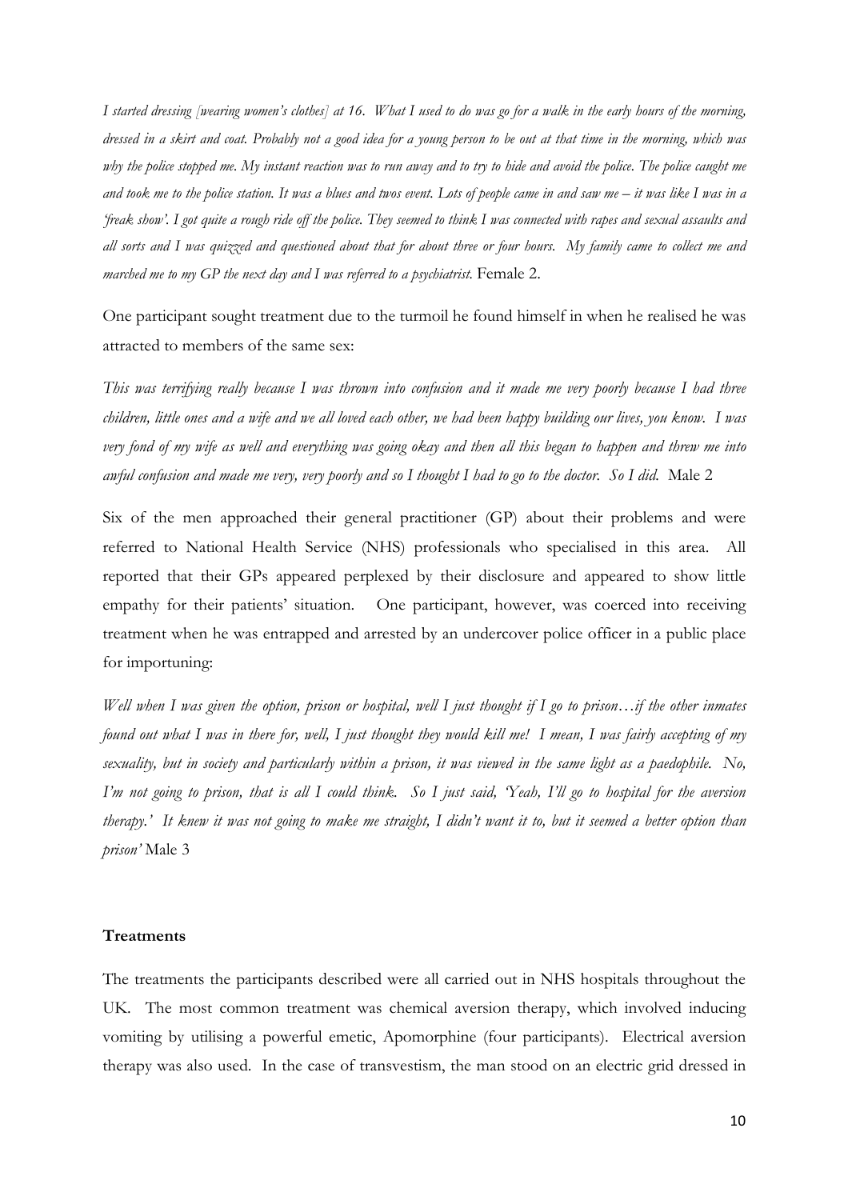*I started dressing [wearing women's clothes] at 16. What I used to do was go for a walk in the early hours of the morning, dressed in a skirt and coat. Probably not a good idea for a young person to be out at that time in the morning, which was why the police stopped me. My instant reaction was to run away and to try to hide and avoid the police. The police caught me and took me to the police station. It was a blues and twos event. Lots of people came in and saw me – it was like I was in a 'freak show'. I got quite a rough ride off the police. They seemed to think I was connected with rapes and sexual assaults and all sorts and I was quizzed and questioned about that for about three or four hours. My family came to collect me and marched me to my GP the next day and I was referred to a psychiatrist.* Female 2.

One participant sought treatment due to the turmoil he found himself in when he realised he was attracted to members of the same sex:

*This was terrifying really because I was thrown into confusion and it made me very poorly because I had three children, little ones and a wife and we all loved each other, we had been happy building our lives, you know. I was very fond of my wife as well and everything was going okay and then all this began to happen and threw me into awful confusion and made me very, very poorly and so I thought I had to go to the doctor. So I did.* Male 2

Six of the men approached their general practitioner (GP) about their problems and were referred to National Health Service (NHS) professionals who specialised in this area. All reported that their GPs appeared perplexed by their disclosure and appeared to show little empathy for their patients' situation. One participant, however, was coerced into receiving treatment when he was entrapped and arrested by an undercover police officer in a public place for importuning:

*Well when I was given the option, prison or hospital, well I just thought if I go to prison…if the other inmates found out what I was in there for, well, I just thought they would kill me! I mean, I was fairly accepting of my sexuality, but in society and particularly within a prison, it was viewed in the same light as a paedophile. No, I'm not going to prison, that is all I could think. So I just said, 'Yeah, I'll go to hospital for the aversion therapy.' It knew it was not going to make me straight, I didn't want it to, but it seemed a better option than prison'* Male 3

**Treatments**

The treatments the participants described were all carried out in NHS hospitals throughout the UK. The most common treatment was chemical aversion therapy, which involved inducing vomiting by utilising a powerful emetic, Apomorphine (four participants). Electrical aversion therapy was also used. In the case of transvestism, the man stood on an electric grid dressed in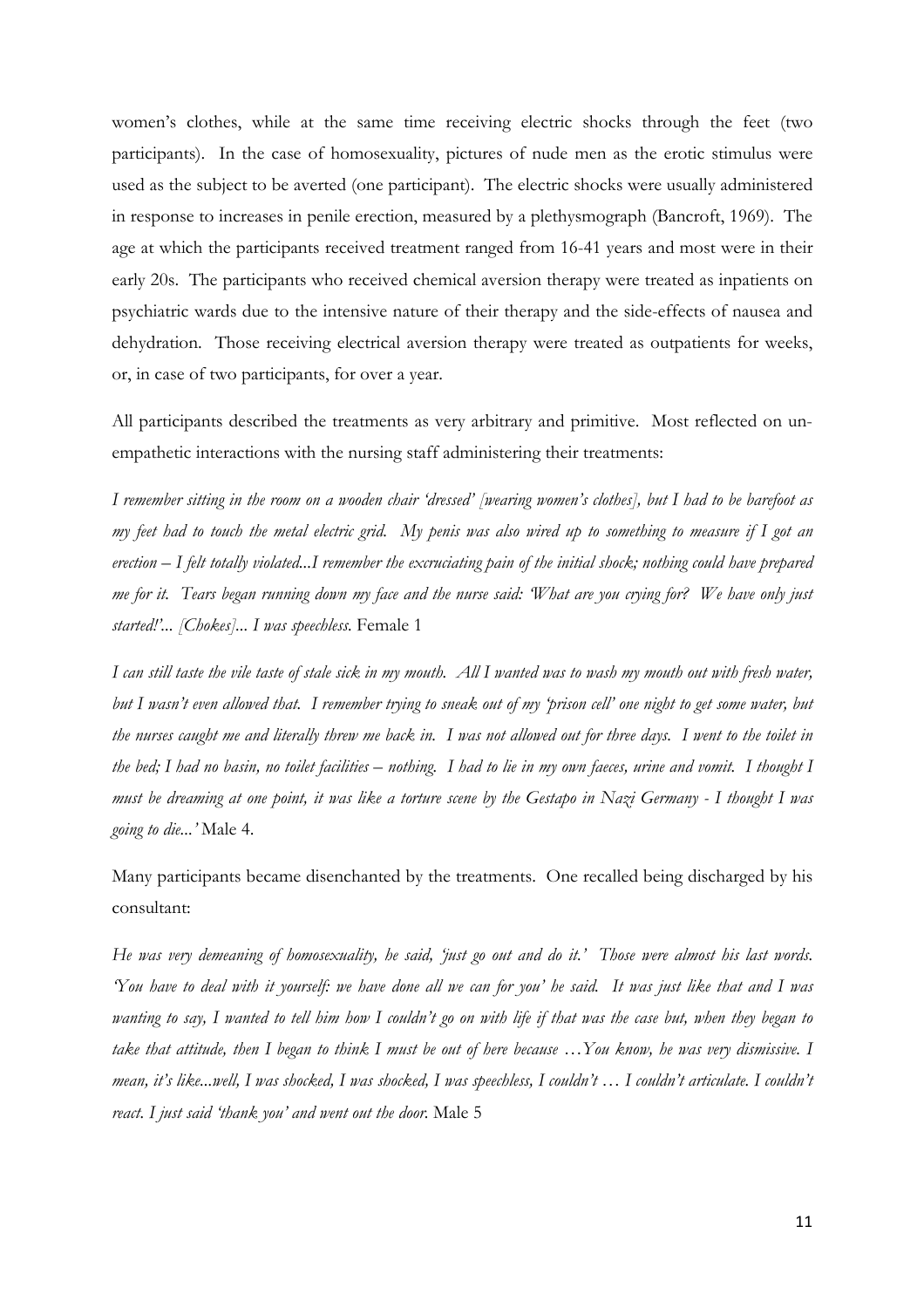women's clothes, while at the same time receiving electric shocks through the feet (two participants). In the case of homosexuality, pictures of nude men as the erotic stimulus were used as the subject to be averted (one participant). The electric shocks were usually administered in response to increases in penile erection, measured by a plethysmograph (Bancroft, 1969). The age at which the participants received treatment ranged from 16-41 years and most were in their early 20s. The participants who received chemical aversion therapy were treated as inpatients on psychiatric wards due to the intensive nature of their therapy and the side-effects of nausea and dehydration. Those receiving electrical aversion therapy were treated as outpatients for weeks, or, in case of two participants, for over a year.

All participants described the treatments as very arbitrary and primitive. Most reflected on un-empathetic interactions with the nursing staff administering their treatments:

*I remember sitting in the room on a wooden chair 'dressed' [wearing women's clothes], but I had to be barefoot as my feet had to touch the metal electric grid. My penis was also wired up to something to measure if I got an erection – I felt totally violated...I remember the excruciating pain of the initial shock; nothing could have prepared me for it. Tears began running down my face and the nurse said: 'What are you crying for? We have only just started!'... [Chokes]... I was speechless.* Female 1

*I can still taste the vile taste of stale sick in my mouth. All I wanted was to wash my mouth out with fresh water, but I wasn't even allowed that. I remember trying to sneak out of my 'prison cell' one night to get some water, but the nurses caught me and literally threw me back in. I was not allowed out for three days. I went to the toilet in the bed; I had no basin, no toilet facilities – nothing. I had to lie in my own faeces, urine and vomit. I thought I must be dreaming at one point, it was like a torture scene by the Gestapo in Nazi Germany - I thought I was going to die...'* Male 4.

Many participants became disenchanted by the treatments. One recalled being discharged by his consultant:

*He was very demeaning of homosexuality, he said, 'just go out and do it.' Those were almost his last words. 'You have to deal with it yourself: we have done all we can for you' he said. It was just like that and I was wanting to say, I wanted to tell him how I couldn't go on with life if that was the case but, when they began to take that attitude, then I began to think I must be out of here because …You know, he was very dismissive. I mean, it's like...well, I was shocked, I was shocked, I was speechless, I couldn't … I couldn't articulate. I couldn't react. I just said 'thank you' and went out the door.* Male 5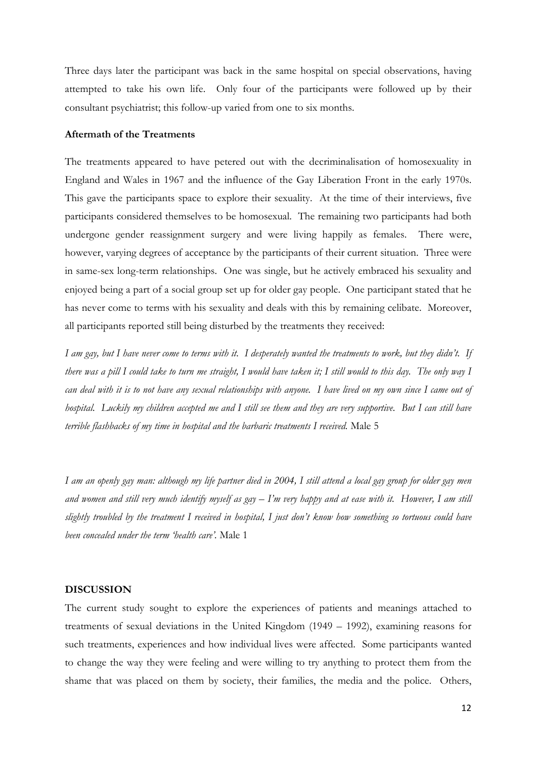Three days later the participant was back in the same hospital on special observations, having attempted to take his own life. Only four of the participants were followed up by their consultant psychiatrist; this follow-up varied from one to six months.

**Aftermath of the Treatments**

The treatments appeared to have petered out with the decriminalisation of homosexuality in England and Wales in 1967 and the influence of the Gay Liberation Front in the early 1970s. This gave the participants space to explore their sexuality. At the time of their interviews, five participants considered themselves to be homosexual. The remaining two participants had both undergone gender reassignment surgery and were living happily as females. There were, however, varying degrees of acceptance by the participants of their current situation. Three were in same-sex long-term relationships. One was single, but he actively embraced his sexuality and enjoyed being a part of a social group set up for older gay people. One participant stated that he has never come to terms with his sexuality and deals with this by remaining celibate. Moreover, all participants reported still being disturbed by the treatments they received:

*I am gay, but I have never come to terms with it. I desperately wanted the treatments to work, but they didn't. If there was a pill I could take to turn me straight, I would have taken it; I still would to this day. The only way I can deal with it is to not have any sexual relationships with anyone. I have lived on my own since I came out of hospital. Luckily my children accepted me and I still see them and they are very supportive. But I can still have terrible flashbacks of my time in hospital and the barbaric treatments I received.* Male 5

*I am an openly gay man: although my life partner died in 2004, I still attend a local gay group for older gay men and women and still very much identify myself as gay – I'm very happy and at ease with it. However, I am still slightly troubled by the treatment I received in hospital, I just don't know how something so tortuous could have been concealed under the term 'health care'.* Male 1

## DISCUSSION

The current study sought to explore the experiences of patients and meanings attached to treatments of sexual deviations in the United Kingdom (1949 – 1992), examining reasons for such treatments, experiences and how individual lives were affected. Some participants wanted to change the way they were feeling and were willing to try anything to protect them from the shame that was placed on them by society, their families, the media and the police. Others,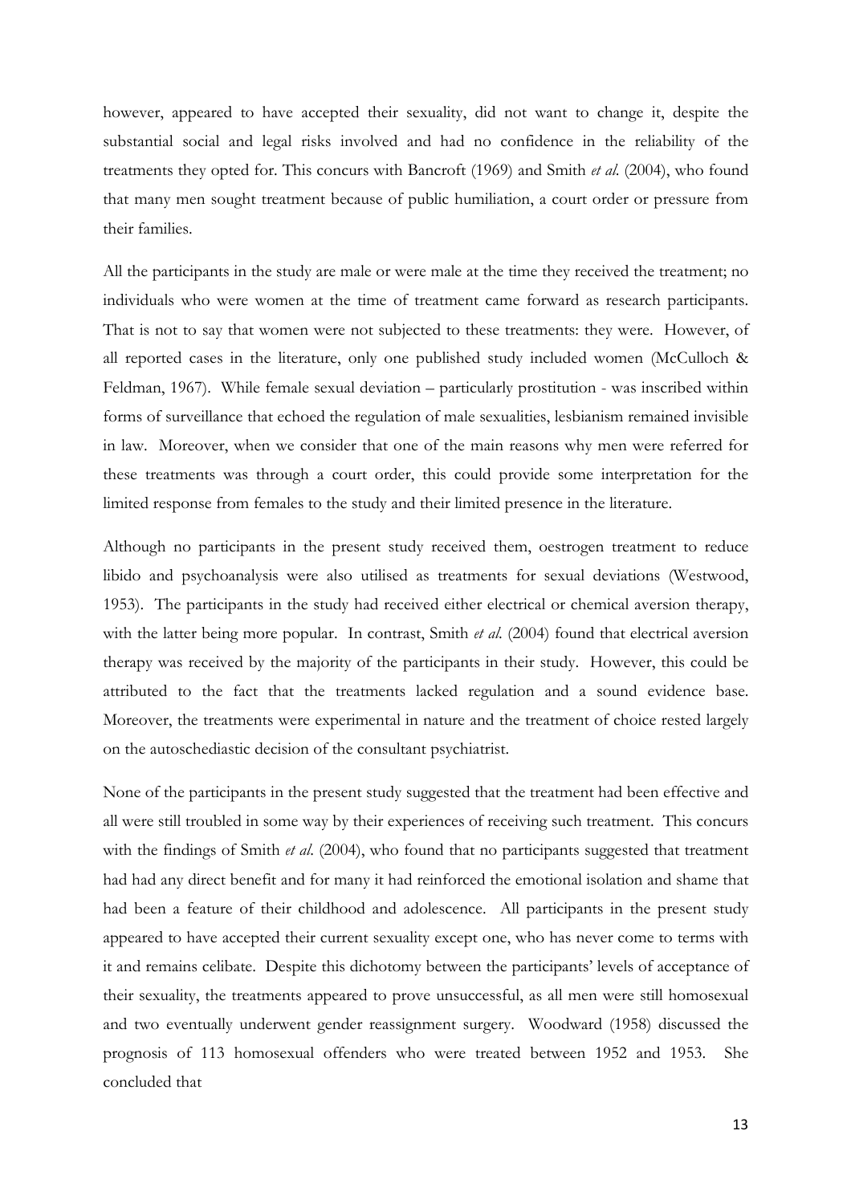however, appeared to have accepted their sexuality, did not want to change it, despite the substantial social and legal risks involved and had no confidence in the reliability of the treatments they opted for. This concurs with Bancroft (1969) and Smith *et al*. (2004), who found that many men sought treatment because of public humiliation, a court order or pressure from their families.

All the participants in the study are male or were male at the time they received the treatment; no individuals who were women at the time of treatment came forward as research participants. That is not to say that women were not subjected to these treatments: they were. However, of all reported cases in the literature, only one published study included women (McCulloch & Feldman, 1967). While female sexual deviation – particularly prostitution - was inscribed within forms of surveillance that echoed the regulation of male sexualities, lesbianism remained invisible in law. Moreover, when we consider that one of the main reasons why men were referred for these treatments was through a court order, this could provide some interpretation for the limited response from females to the study and their limited presence in the literature.

Although no participants in the present study received them, oestrogen treatment to reduce libido and psychoanalysis were also utilised as treatments for sexual deviations (Westwood, 1953). The participants in the study had received either electrical or chemical aversion therapy, with the latter being more popular. In contrast, Smith *et al*. (2004) found that electrical aversion therapy was received by the majority of the participants in their study. However, this could be attributed to the fact that the treatments lacked regulation and a sound evidence base. Moreover, the treatments were experimental in nature and the treatment of choice rested largely on the autoschediastic decision of the consultant psychiatrist.

None of the participants in the present study suggested that the treatment had been effective and all were still troubled in some way by their experiences of receiving such treatment. This concurs with the findings of Smith *et al*. (2004), who found that no participants suggested that treatment had had any direct benefit and for many it had reinforced the emotional isolation and shame that had been a feature of their childhood and adolescence. All participants in the present study appeared to have accepted their current sexuality except one, who has never come to terms with it and remains celibate. Despite this dichotomy between the participants' levels of acceptance of their sexuality, the treatments appeared to prove unsuccessful, as all men were still homosexual and two eventually underwent gender reassignment surgery. Woodward (1958) discussed the prognosis of 113 homosexual offenders who were treated between 1952 and 1953. She concluded that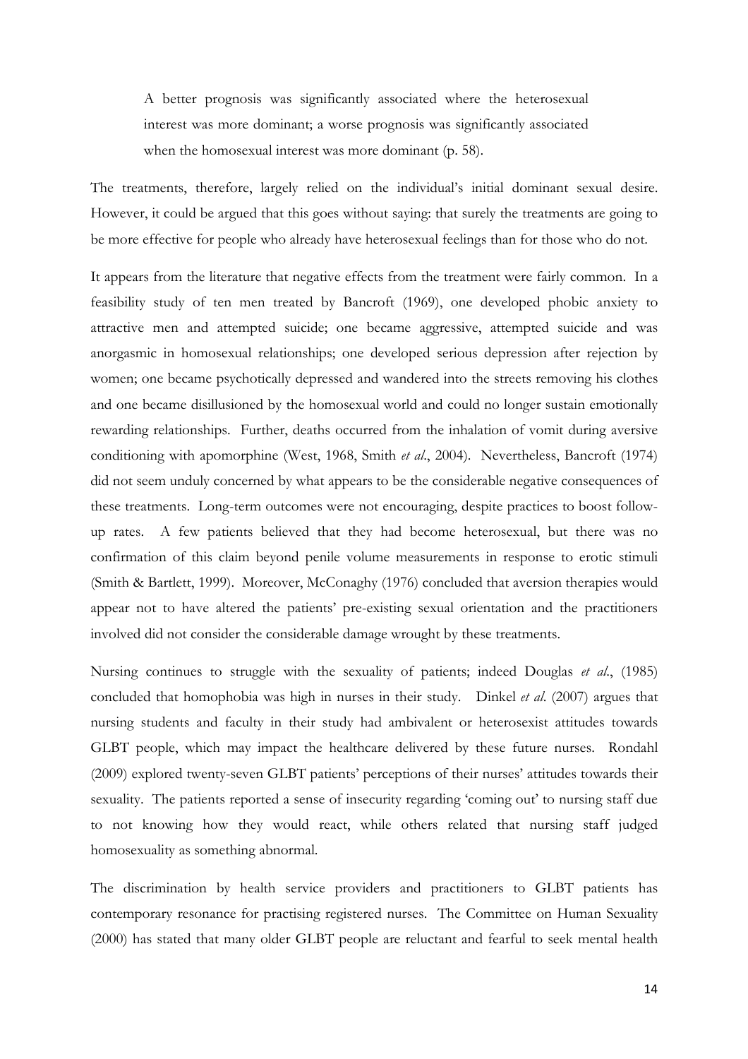> A better prognosis was significantly associated where the heterosexual interest was more dominant; a worse prognosis was significantly associated when the homosexual interest was more dominant (p. 58).

The treatments, therefore, largely relied on the individual's initial dominant sexual desire. However, it could be argued that this goes without saying: that surely the treatments are going to be more effective for people who already have heterosexual feelings than for those who do not.

It appears from the literature that negative effects from the treatment were fairly common. In a feasibility study of ten men treated by Bancroft (1969), one developed phobic anxiety to attractive men and attempted suicide; one became aggressive, attempted suicide and was anorgasmic in homosexual relationships; one developed serious depression after rejection by women; one became psychotically depressed and wandered into the streets removing his clothes and one became disillusioned by the homosexual world and could no longer sustain emotionally rewarding relationships. Further, deaths occurred from the inhalation of vomit during aversive conditioning with apomorphine (West, 1968, Smith *et al*., 2004). Nevertheless, Bancroft (1974) did not seem unduly concerned by what appears to be the considerable negative consequences of these treatments. Long-term outcomes were not encouraging, despite practices to boost follow-up rates. A few patients believed that they had become heterosexual, but there was no confirmation of this claim beyond penile volume measurements in response to erotic stimuli (Smith & Bartlett, 1999). Moreover, McConaghy (1976) concluded that aversion therapies would appear not to have altered the patients' pre-existing sexual orientation and the practitioners involved did not consider the considerable damage wrought by these treatments.

Nursing continues to struggle with the sexuality of patients; indeed Douglas *et al*., (1985) concluded that homophobia was high in nurses in their study. Dinkel *et al*. (2007) argues that nursing students and faculty in their study had ambivalent or heterosexist attitudes towards GLBT people, which may impact the healthcare delivered by these future nurses. Rondahl (2009) explored twenty-seven GLBT patients' perceptions of their nurses' attitudes towards their sexuality. The patients reported a sense of insecurity regarding 'coming out' to nursing staff due to not knowing how they would react, while others related that nursing staff judged homosexuality as something abnormal.

The discrimination by health service providers and practitioners to GLBT patients has contemporary resonance for practising registered nurses. The Committee on Human Sexuality (2000) has stated that many older GLBT people are reluctant and fearful to seek mental health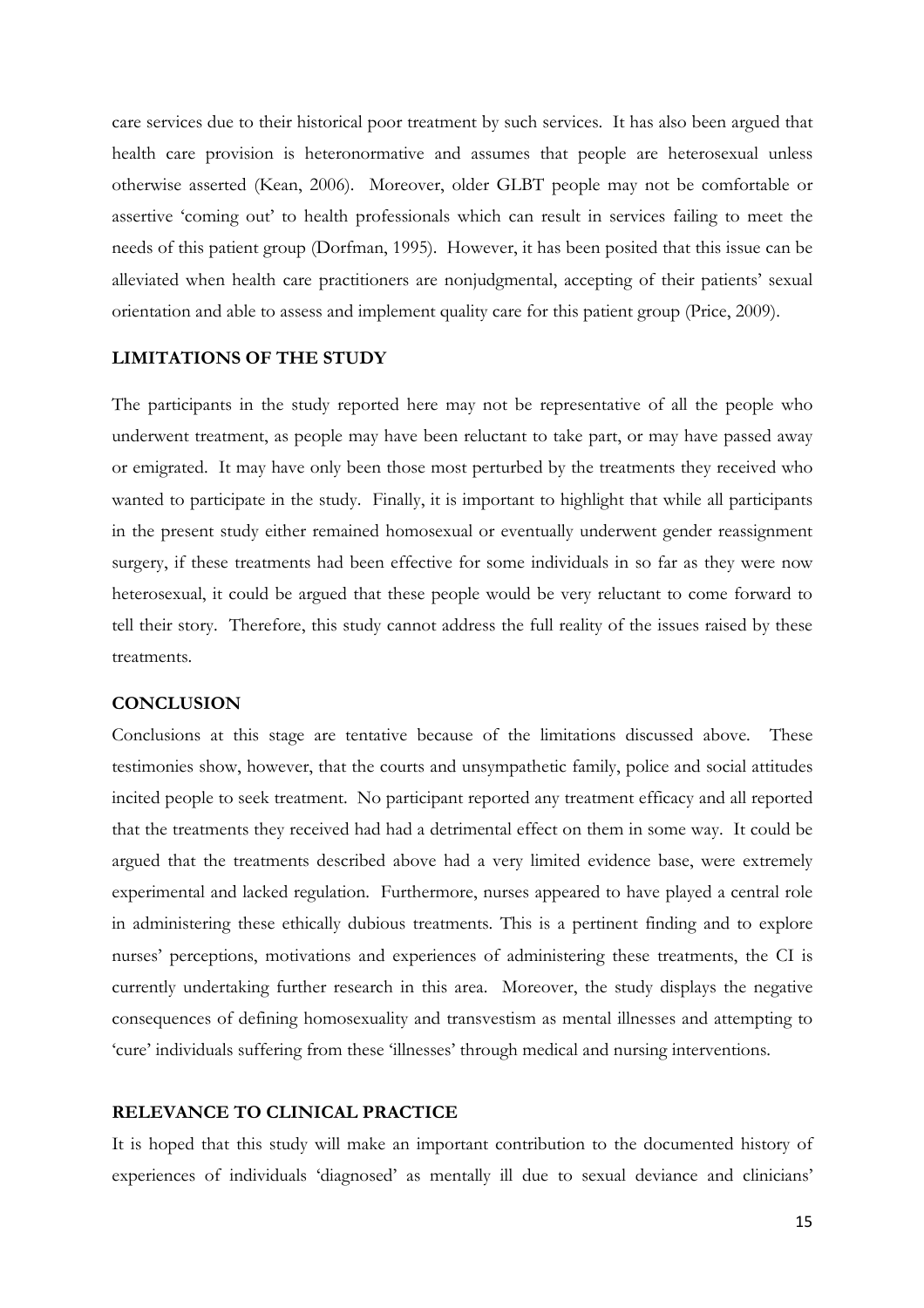care services due to their historical poor treatment by such services. It has also been argued that health care provision is heteronormative and assumes that people are heterosexual unless otherwise asserted (Kean, 2006). Moreover, older GLBT people may not be comfortable or assertive 'coming out' to health professionals which can result in services failing to meet the needs of this patient group (Dorfman, 1995). However, it has been posited that this issue can be alleviated when health care practitioners are nonjudgmental, accepting of their patients' sexual orientation and able to assess and implement quality care for this patient group (Price, 2009).

## LIMITATIONS OF THE STUDY

The participants in the study reported here may not be representative of all the people who underwent treatment, as people may have been reluctant to take part, or may have passed away or emigrated. It may have only been those most perturbed by the treatments they received who wanted to participate in the study. Finally, it is important to highlight that while all participants in the present study either remained homosexual or eventually underwent gender reassignment surgery, if these treatments had been effective for some individuals in so far as they were now heterosexual, it could be argued that these people would be very reluctant to come forward to tell their story. Therefore, this study cannot address the full reality of the issues raised by these treatments.

## CONCLUSION

Conclusions at this stage are tentative because of the limitations discussed above. These testimonies show, however, that the courts and unsympathetic family, police and social attitudes incited people to seek treatment. No participant reported any treatment efficacy and all reported that the treatments they received had had a detrimental effect on them in some way. It could be argued that the treatments described above had a very limited evidence base, were extremely experimental and lacked regulation. Furthermore, nurses appeared to have played a central role in administering these ethically dubious treatments. This is a pertinent finding and to explore nurses' perceptions, motivations and experiences of administering these treatments, the CI is currently undertaking further research in this area. Moreover, the study displays the negative consequences of defining homosexuality and transvestism as mental illnesses and attempting to 'cure' individuals suffering from these 'illnesses' through medical and nursing interventions.

## RELEVANCE TO CLINICAL PRACTICE

It is hoped that this study will make an important contribution to the documented history of experiences of individuals 'diagnosed' as mentally ill due to sexual deviance and clinicians'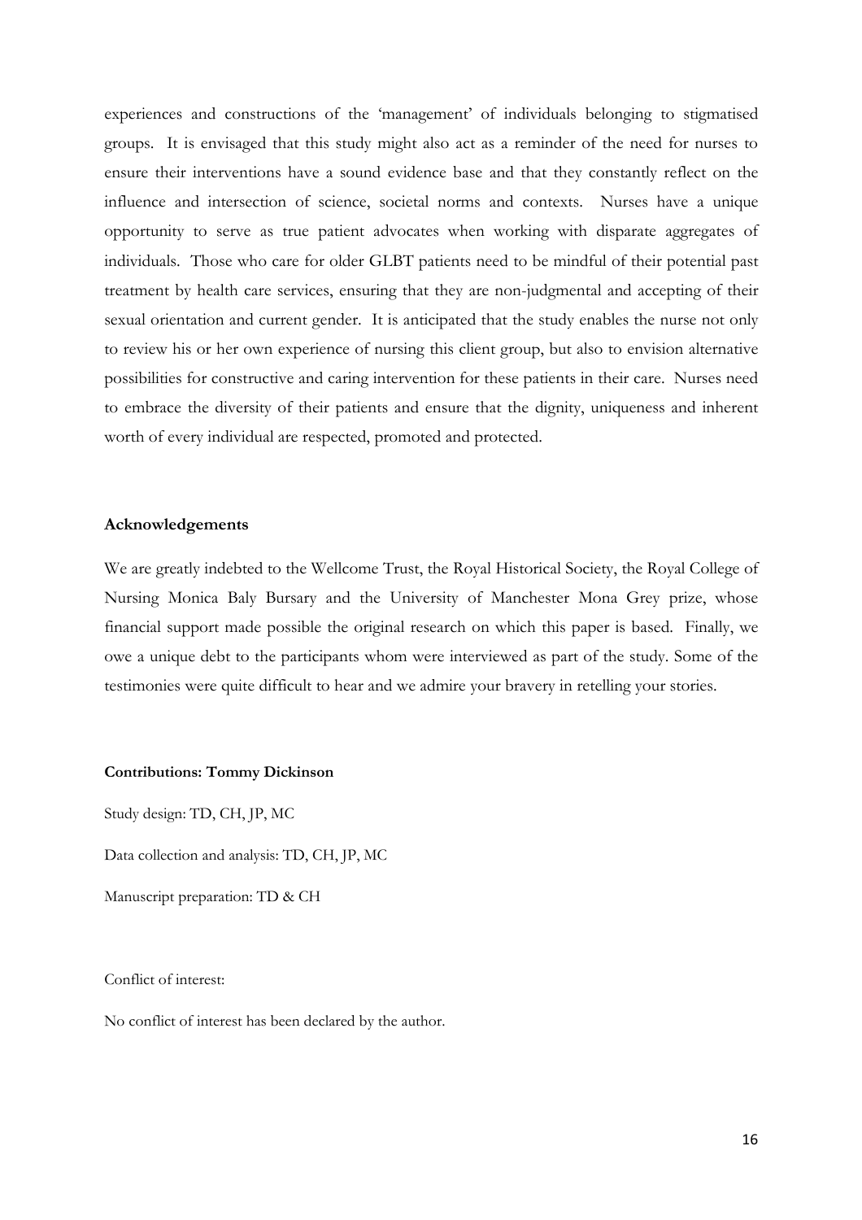experiences and constructions of the 'management' of individuals belonging to stigmatised groups. It is envisaged that this study might also act as a reminder of the need for nurses to ensure their interventions have a sound evidence base and that they constantly reflect on the influence and intersection of science, societal norms and contexts. Nurses have a unique opportunity to serve as true patient advocates when working with disparate aggregates of individuals. Those who care for older GLBT patients need to be mindful of their potential past treatment by health care services, ensuring that they are non-judgmental and accepting of their sexual orientation and current gender. It is anticipated that the study enables the nurse not only to review his or her own experience of nursing this client group, but also to envision alternative possibilities for constructive and caring intervention for these patients in their care. Nurses need to embrace the diversity of their patients and ensure that the dignity, uniqueness and inherent worth of every individual are respected, promoted and protected.

## Acknowledgements

We are greatly indebted to the Wellcome Trust, the Royal Historical Society, the Royal College of Nursing Monica Baly Bursary and the University of Manchester Mona Grey prize, whose financial support made possible the original research on which this paper is based. Finally, we owe a unique debt to the participants whom were interviewed as part of the study. Some of the testimonies were quite difficult to hear and we admire your bravery in retelling your stories.

**Contributions: Tommy Dickinson**

Study design: TD, CH, JP, MC

Data collection and analysis: TD, CH, JP, MC

Manuscript preparation: TD & CH

Conflict of interest:

No conflict of interest has been declared by the author.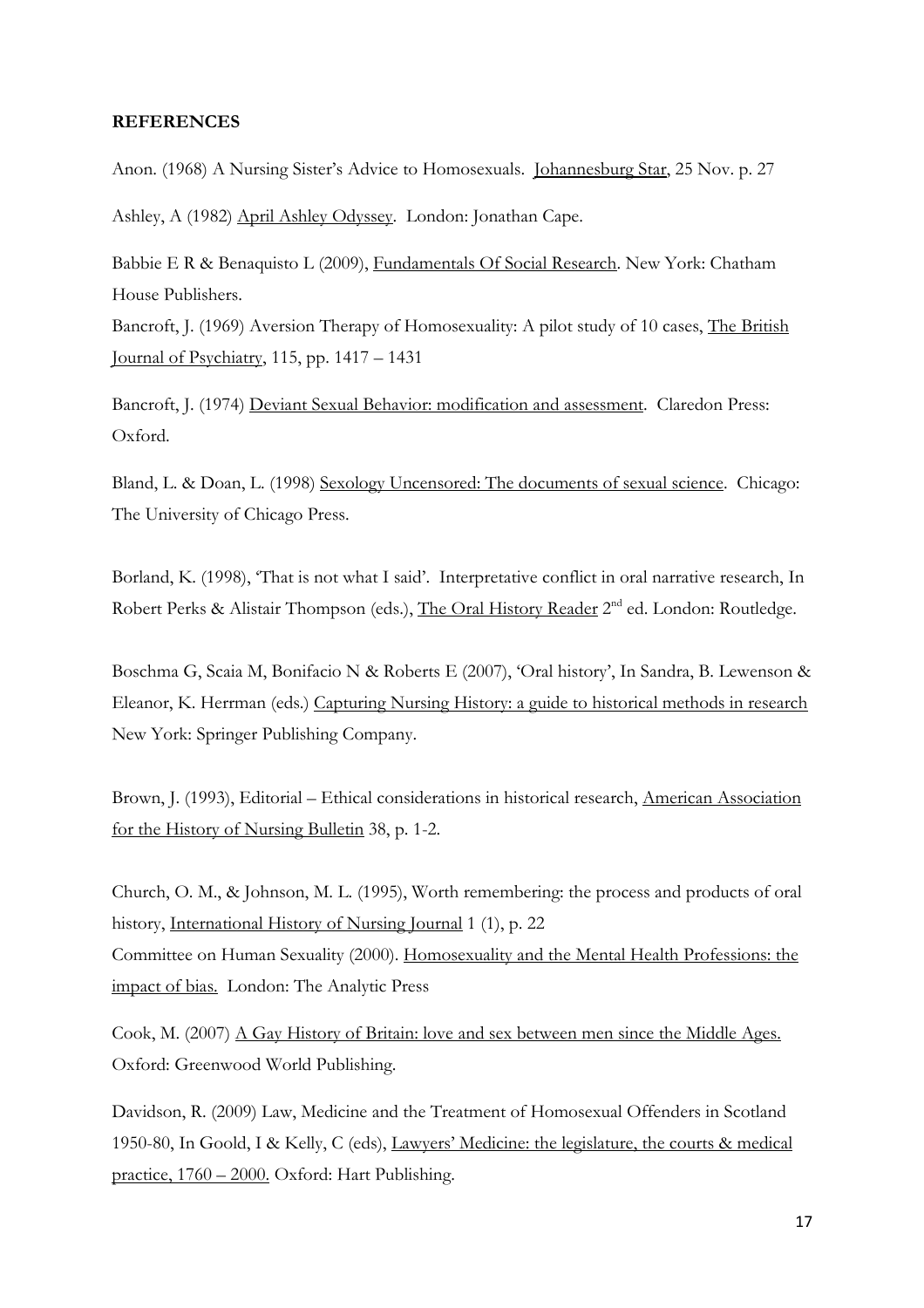**REFERENCES**

Anon. (1968) A Nursing Sister's Advice to Homosexuals. Johannesburg Star, 25 Nov. p. 27

Ashley, A (1982) April Ashley Odyssey. London: Jonathan Cape.

Babbie E R & Benaquisto L (2009), Fundamentals Of Social Research. New York: Chatham House Publishers.

Bancroft, J. (1969) Aversion Therapy of Homosexuality: A pilot study of 10 cases, The British Journal of Psychiatry, 115, pp. 1417 – 1431

Bancroft, J. (1974) Deviant Sexual Behavior: modification and assessment. Claredon Press: Oxford.

Bland, L. & Doan, L. (1998) Sexology Uncensored: The documents of sexual science. Chicago: The University of Chicago Press.

Borland, K. (1998), 'That is not what I said'. Interpretative conflict in oral narrative research, In Robert Perks & Alistair Thompson (eds.), The Oral History Reader 2nd ed. London: Routledge.

Boschma G, Scaia M, Bonifacio N & Roberts E (2007), 'Oral history', In Sandra, B. Lewenson & Eleanor, K. Herrman (eds.) Capturing Nursing History: a guide to historical methods in research New York: Springer Publishing Company.

Brown, J. (1993), Editorial – Ethical considerations in historical research, American Association for the History of Nursing Bulletin 38, p. 1-2.

Church, O. M., & Johnson, M. L. (1995), Worth remembering: the process and products of oral history, International History of Nursing Journal 1 (1), p. 22

Committee on Human Sexuality (2000). Homosexuality and the Mental Health Professions: the impact of bias. London: The Analytic Press

Cook, M. (2007) A Gay History of Britain: love and sex between men since the Middle Ages. Oxford: Greenwood World Publishing.

Davidson, R. (2009) Law, Medicine and the Treatment of Homosexual Offenders in Scotland 1950-80, In Goold, I & Kelly, C (eds), Lawyers' Medicine: the legislature, the courts & medical practice, 1760 – 2000. Oxford: Hart Publishing.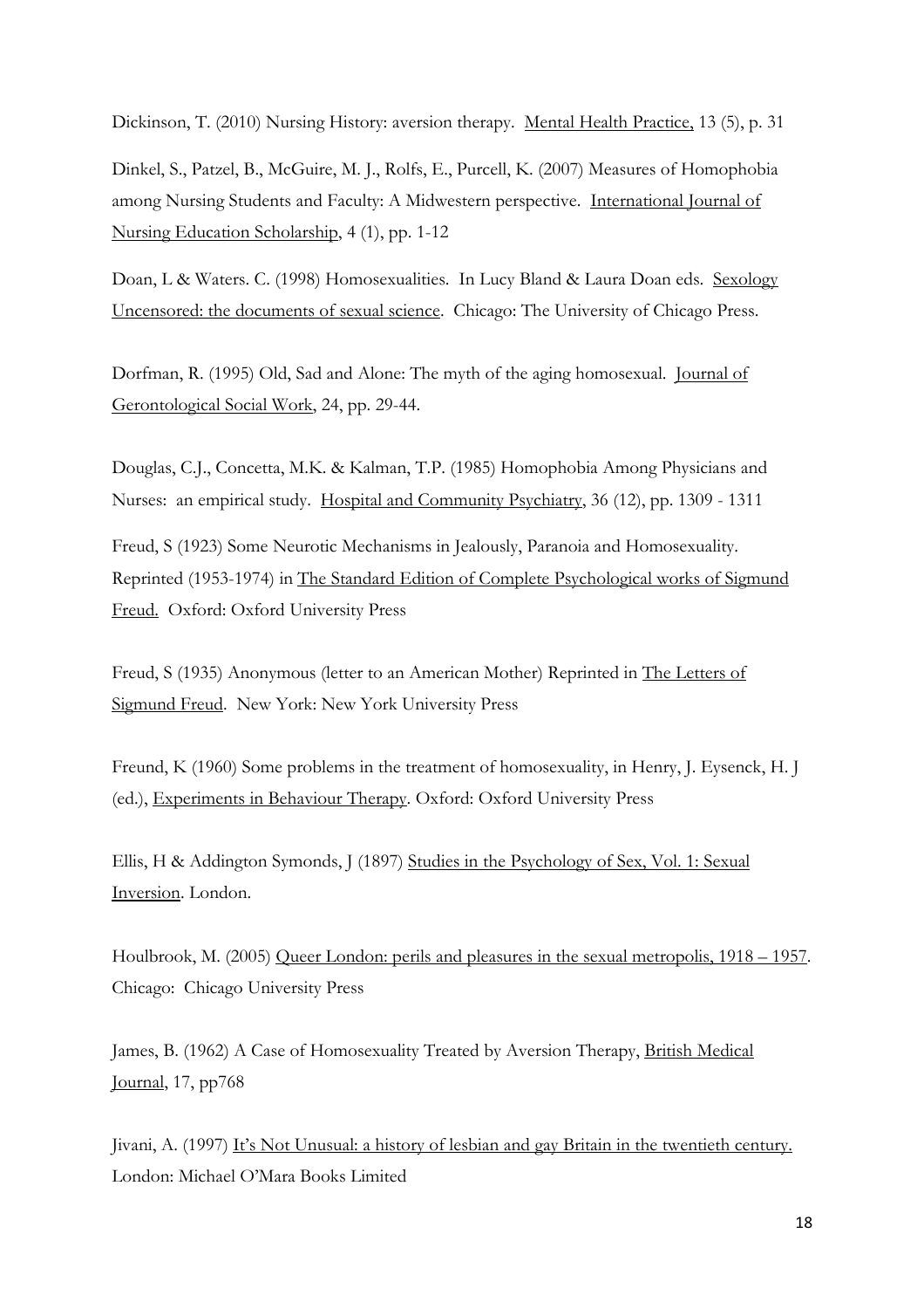Dickinson, T. (2010) Nursing History: aversion therapy. Mental Health Practice, 13 (5), p. 31

Dinkel, S., Patzel, B., McGuire, M. J., Rolfs, E., Purcell, K. (2007) Measures of Homophobia among Nursing Students and Faculty: A Midwestern perspective. International Journal of Nursing Education Scholarship, 4 (1), pp. 1-12

Doan, L & Waters. C. (1998) Homosexualities. In Lucy Bland & Laura Doan eds. Sexology Uncensored: the documents of sexual science. Chicago: The University of Chicago Press.

Dorfman, R. (1995) Old, Sad and Alone: The myth of the aging homosexual. Journal of Gerontological Social Work, 24, pp. 29-44.

Douglas, C.J., Concetta, M.K. & Kalman, T.P. (1985) Homophobia Among Physicians and Nurses: an empirical study. Hospital and Community Psychiatry, 36 (12), pp. 1309 - 1311

Freud, S (1923) Some Neurotic Mechanisms in Jealously, Paranoia and Homosexuality. Reprinted (1953-1974) in The Standard Edition of Complete Psychological works of Sigmund Freud. Oxford: Oxford University Press

Freud, S (1935) Anonymous (letter to an American Mother) Reprinted in The Letters of Sigmund Freud. New York: New York University Press

Freund, K (1960) Some problems in the treatment of homosexuality, in Henry, J. Eysenck, H. J (ed.), Experiments in Behaviour Therapy. Oxford: Oxford University Press

Ellis, H & Addington Symonds, J (1897) Studies in the Psychology of Sex, Vol. 1: Sexual Inversion. London.

Houlbrook, M. (2005) Queer London: perils and pleasures in the sexual metropolis, 1918 – 1957. Chicago: Chicago University Press

James, B. (1962) A Case of Homosexuality Treated by Aversion Therapy, British Medical Journal, 17, pp768

Jivani, A. (1997) It's Not Unusual: a history of lesbian and gay Britain in the twentieth century. London: Michael O'Mara Books Limited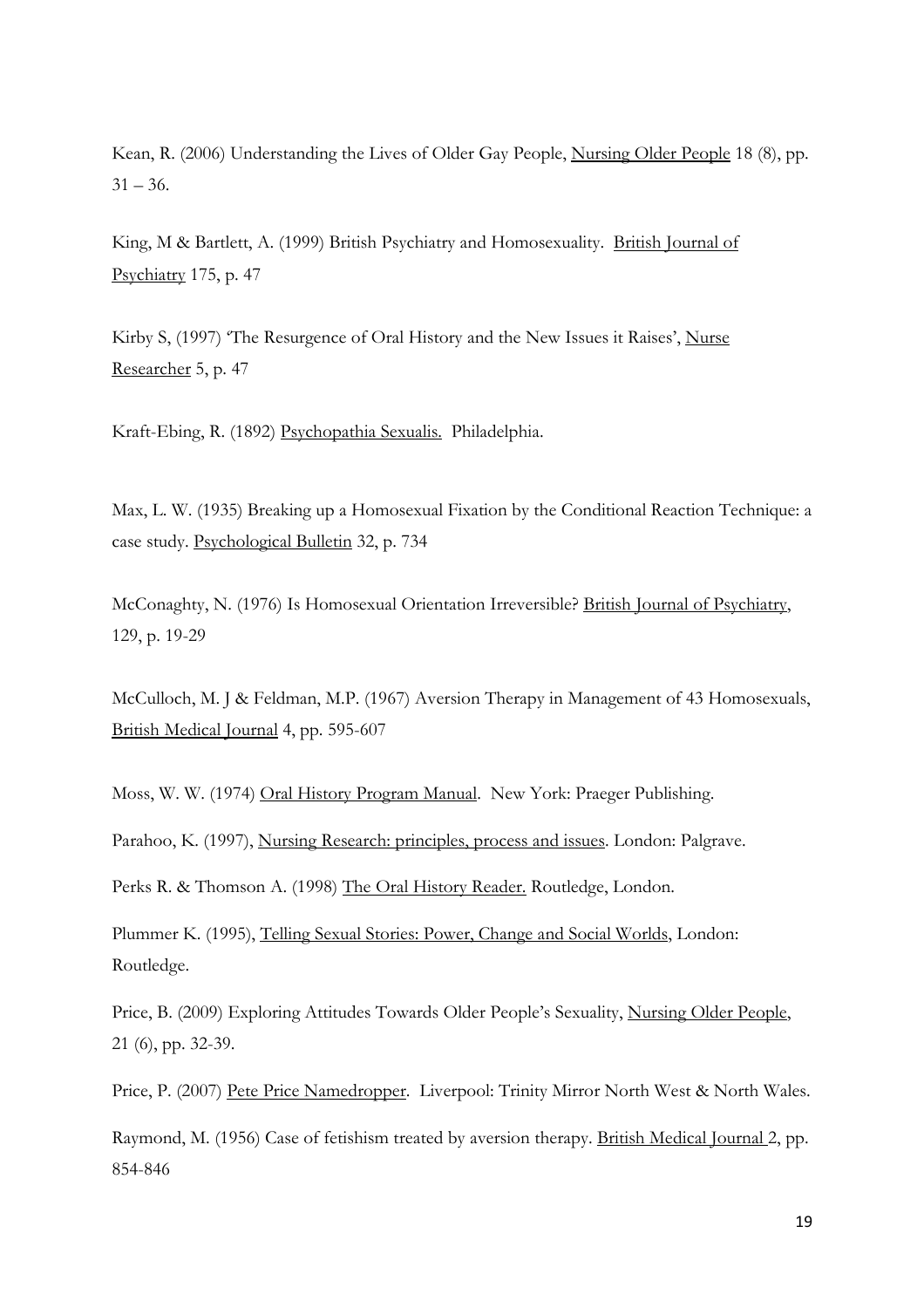Kean, R. (2006) Understanding the Lives of Older Gay People, Nursing Older People 18 (8), pp. 31 – 36.

King, M & Bartlett, A. (1999) British Psychiatry and Homosexuality. British Journal of Psychiatry 175, p. 47

Kirby S, (1997) 'The Resurgence of Oral History and the New Issues it Raises', Nurse Researcher 5, p. 47

Kraft-Ebing, R. (1892) Psychopathia Sexualis. Philadelphia.

Max, L. W. (1935) Breaking up a Homosexual Fixation by the Conditional Reaction Technique: a case study. Psychological Bulletin 32, p. 734

McConaghty, N. (1976) Is Homosexual Orientation Irreversible? British Journal of Psychiatry, 129, p. 19-29

McCulloch, M. J & Feldman, M.P. (1967) Aversion Therapy in Management of 43 Homosexuals, British Medical Journal 4, pp. 595-607

Moss, W. W. (1974) Oral History Program Manual. New York: Praeger Publishing.

Parahoo, K. (1997), Nursing Research: principles, process and issues. London: Palgrave.

Perks R. & Thomson A. (1998) The Oral History Reader. Routledge, London.

Plummer K. (1995), Telling Sexual Stories: Power, Change and Social Worlds, London: Routledge.

Price, B. (2009) Exploring Attitudes Towards Older People's Sexuality, Nursing Older People, 21 (6), pp. 32-39.

Price, P. (2007) Pete Price Namedropper. Liverpool: Trinity Mirror North West & North Wales.

Raymond, M. (1956) Case of fetishism treated by aversion therapy. British Medical Journal 2, pp. 854-846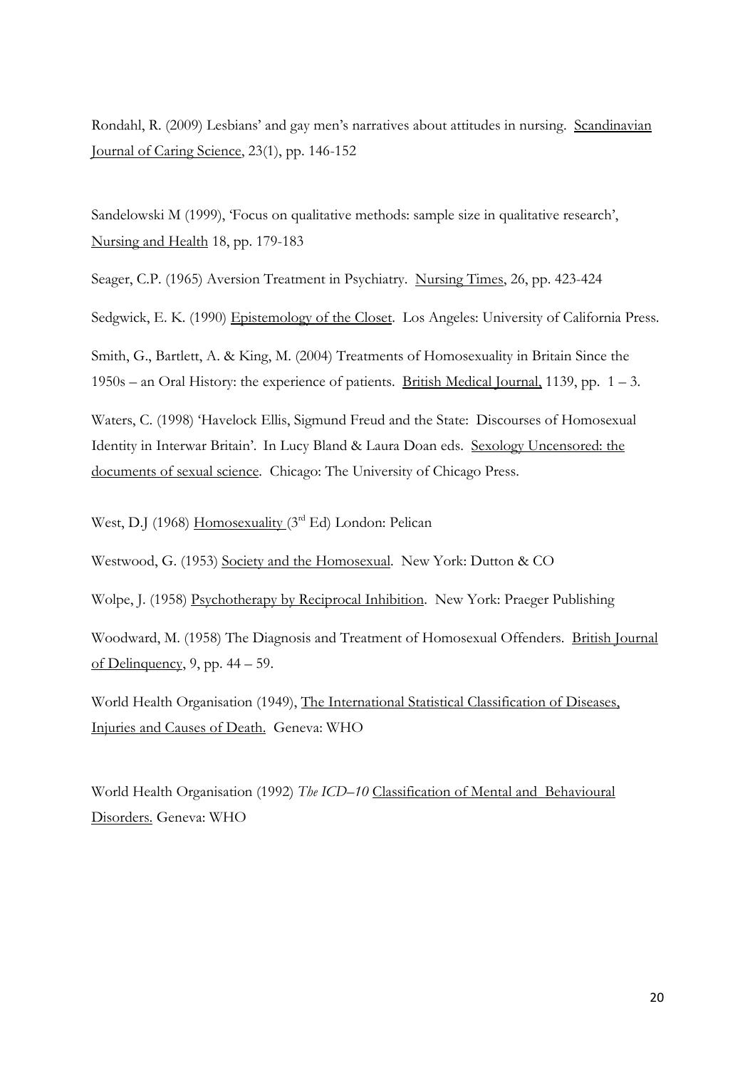Rondahl, R. (2009) Lesbians' and gay men's narratives about attitudes in nursing. Scandinavian Journal of Caring Science, 23(1), pp. 146-152

Sandelowski M (1999), 'Focus on qualitative methods: sample size in qualitative research', Nursing and Health 18, pp. 179-183

Seager, C.P. (1965) Aversion Treatment in Psychiatry. Nursing Times, 26, pp. 423-424

Sedgwick, E. K. (1990) Epistemology of the Closet. Los Angeles: University of California Press.

Smith, G., Bartlett, A. & King, M. (2004) Treatments of Homosexuality in Britain Since the 1950s – an Oral History: the experience of patients. British Medical Journal, 1139, pp. 1 – 3.

Waters, C. (1998) 'Havelock Ellis, Sigmund Freud and the State: Discourses of Homosexual Identity in Interwar Britain'. In Lucy Bland & Laura Doan eds. Sexology Uncensored: the documents of sexual science. Chicago: The University of Chicago Press.

West, D.J (1968) Homosexuality (3rd Ed) London: Pelican

Westwood, G. (1953) Society and the Homosexual. New York: Dutton & CO

Wolpe, J. (1958) Psychotherapy by Reciprocal Inhibition. New York: Praeger Publishing

Woodward, M. (1958) The Diagnosis and Treatment of Homosexual Offenders. British Journal of Delinquency, 9, pp. 44 – 59.

World Health Organisation (1949), The International Statistical Classification of Diseases, Injuries and Causes of Death. Geneva: WHO

World Health Organisation (1992) *The ICD–10* Classification of Mental and Behavioural Disorders. Geneva: WHO